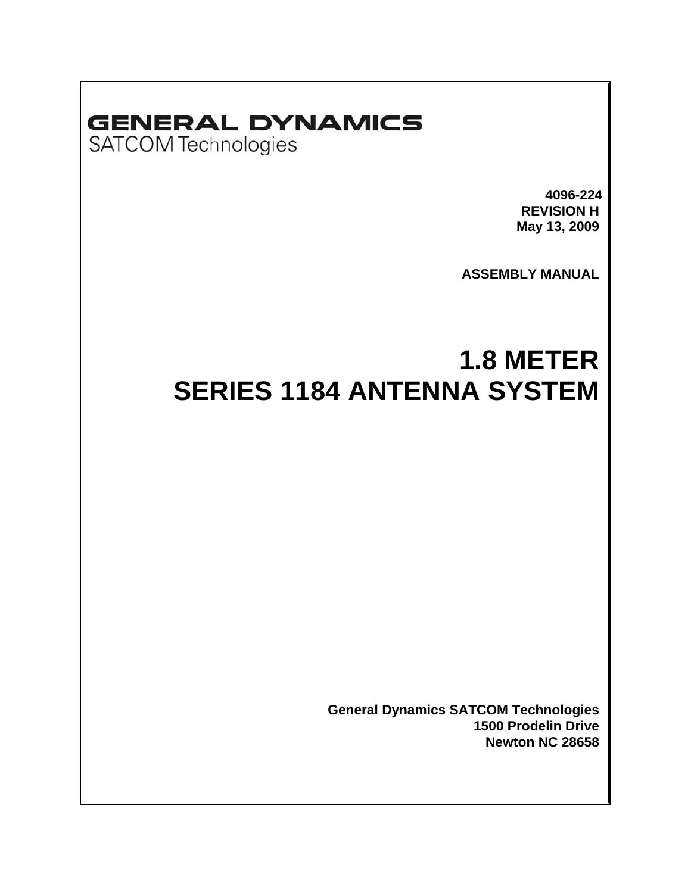**GENERAL DYNAMICS**
SATCOM Technologies

**4096-224**
**REVISION H**
**May 13, 2009**

**ASSEMBLY MANUAL**

# 1.8 METER SERIES 1184 ANTENNA SYSTEM

**General Dynamics SATCOM Technologies**
**1500 Prodelin Drive**
**Newton NC 28658**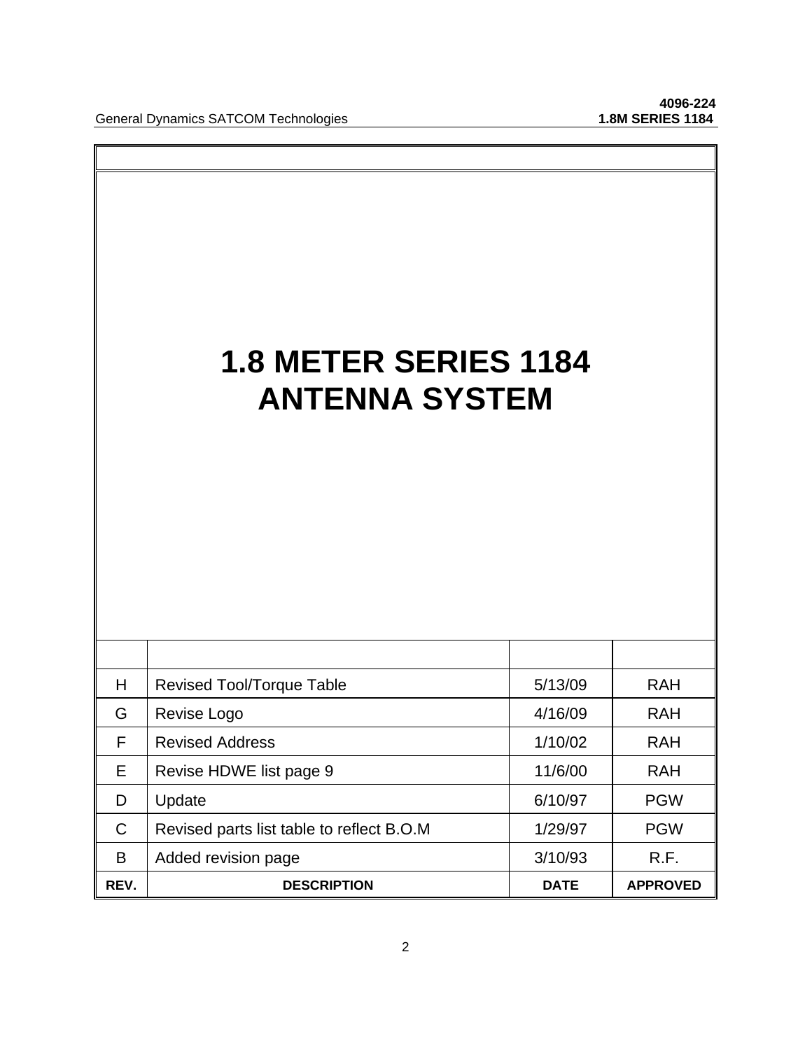# 1.8 METER SERIES 1184 ANTENNA SYSTEM

| REV. | DESCRIPTION | DATE | APPROVED |
|---|---|---|---|
| | | | |
| H | Revised Tool/Torque Table | 5/13/09 | RAH |
| G | Revise Logo | 4/16/09 | RAH |
| F | Revised Address | 1/10/02 | RAH |
| E | Revise HDWE list page 9 | 11/6/00 | RAH |
| D | Update | 6/10/97 | PGW |
| C | Revised parts list table to reflect B.O.M | 1/29/97 | PGW |
| B | Added revision page | 3/10/93 | R.F. |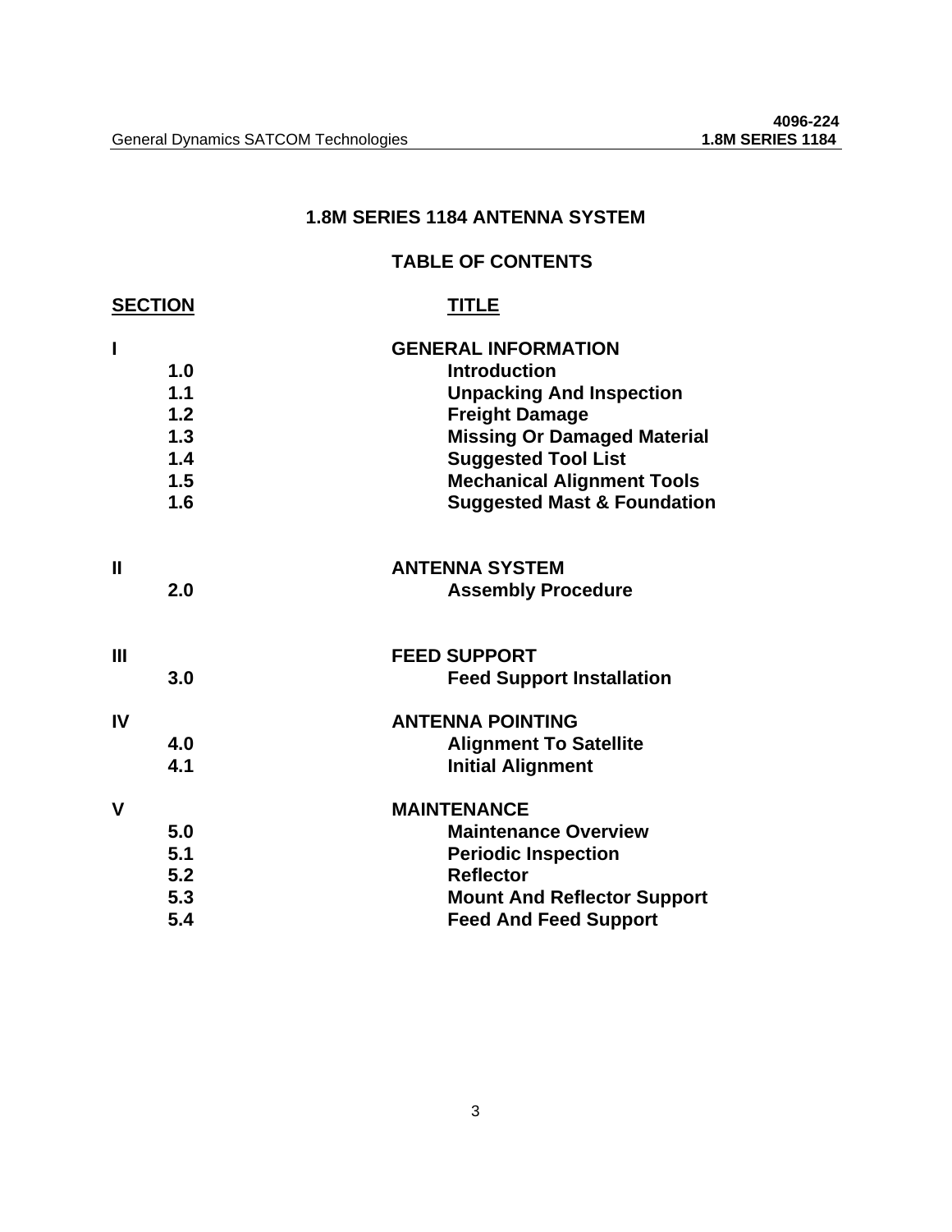# 1.8M SERIES 1184 ANTENNA SYSTEM

## TABLE OF CONTENTS

| SECTION | | TITLE |
|---|---|---|
| I | | **GENERAL INFORMATION** |
| | 1.0 | Introduction |
| | 1.1 | Unpacking And Inspection |
| | 1.2 | Freight Damage |
| | 1.3 | Missing Or Damaged Material |
| | 1.4 | Suggested Tool List |
| | 1.5 | Mechanical Alignment Tools |
| | 1.6 | Suggested Mast & Foundation |
| II | | **ANTENNA SYSTEM** |
| | 2.0 | Assembly Procedure |
| III | | **FEED SUPPORT** |
| | 3.0 | Feed Support Installation |
| IV | | **ANTENNA POINTING** |
| | 4.0 | Alignment To Satellite |
| | 4.1 | Initial Alignment |
| V | | **MAINTENANCE** |
| | 5.0 | Maintenance Overview |
| | 5.1 | Periodic Inspection |
| | 5.2 | Reflector |
| | 5.3 | Mount And Reflector Support |
| | 5.4 | Feed And Feed Support |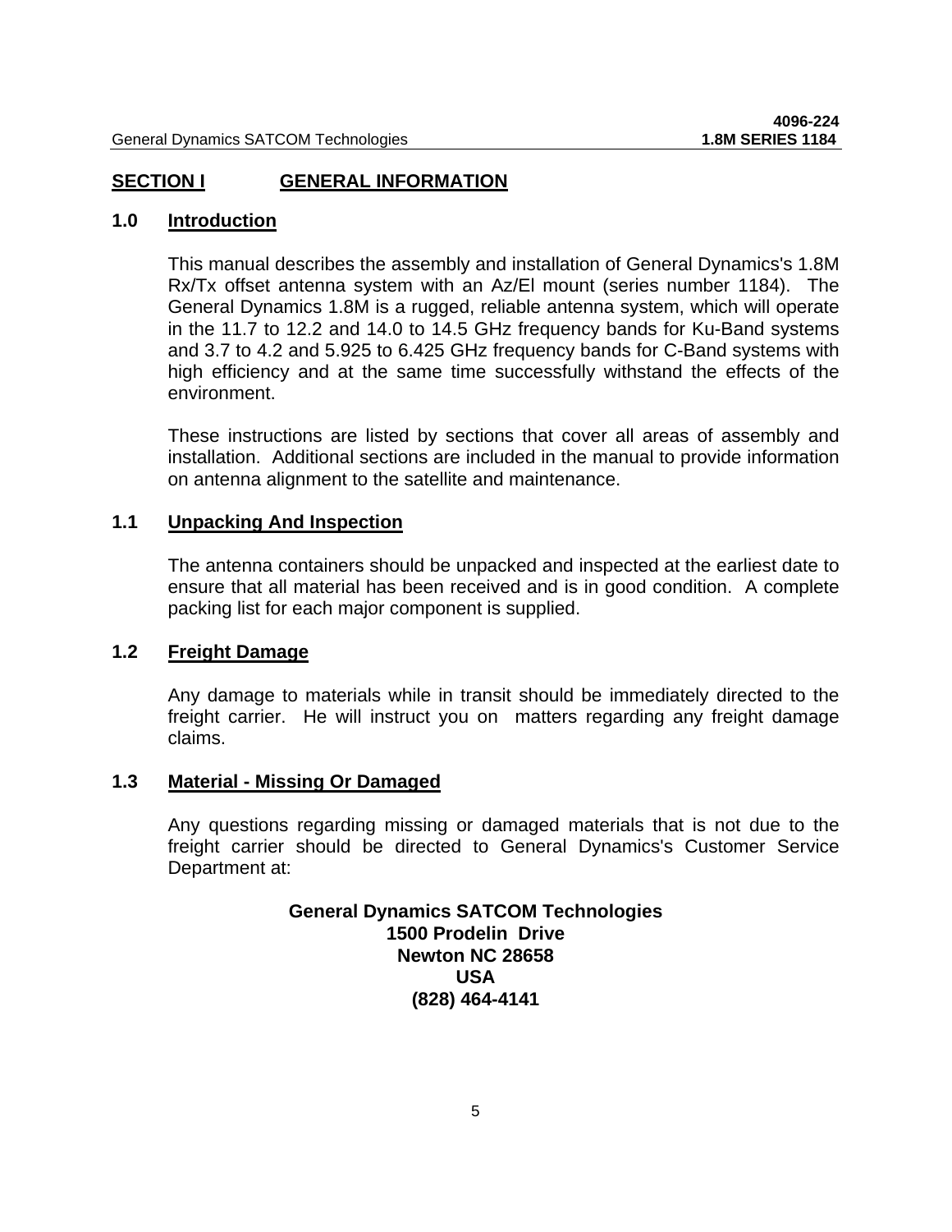## SECTION I GENERAL INFORMATION

### 1.0 Introduction

This manual describes the assembly and installation of General Dynamics's 1.8M Rx/Tx offset antenna system with an Az/El mount (series number 1184). The General Dynamics 1.8M is a rugged, reliable antenna system, which will operate in the 11.7 to 12.2 and 14.0 to 14.5 GHz frequency bands for Ku-Band systems and 3.7 to 4.2 and 5.925 to 6.425 GHz frequency bands for C-Band systems with high efficiency and at the same time successfully withstand the effects of the environment.

These instructions are listed by sections that cover all areas of assembly and installation. Additional sections are included in the manual to provide information on antenna alignment to the satellite and maintenance.

### 1.1 Unpacking And Inspection

The antenna containers should be unpacked and inspected at the earliest date to ensure that all material has been received and is in good condition. A complete packing list for each major component is supplied.

### 1.2 Freight Damage

Any damage to materials while in transit should be immediately directed to the freight carrier. He will instruct you on matters regarding any freight damage claims.

### 1.3 Material - Missing Or Damaged

Any questions regarding missing or damaged materials that is not due to the freight carrier should be directed to General Dynamics's Customer Service Department at:

**General Dynamics SATCOM Technologies**
**1500 Prodelin Drive**
**Newton NC 28658**
**USA**
**(828) 464-4141**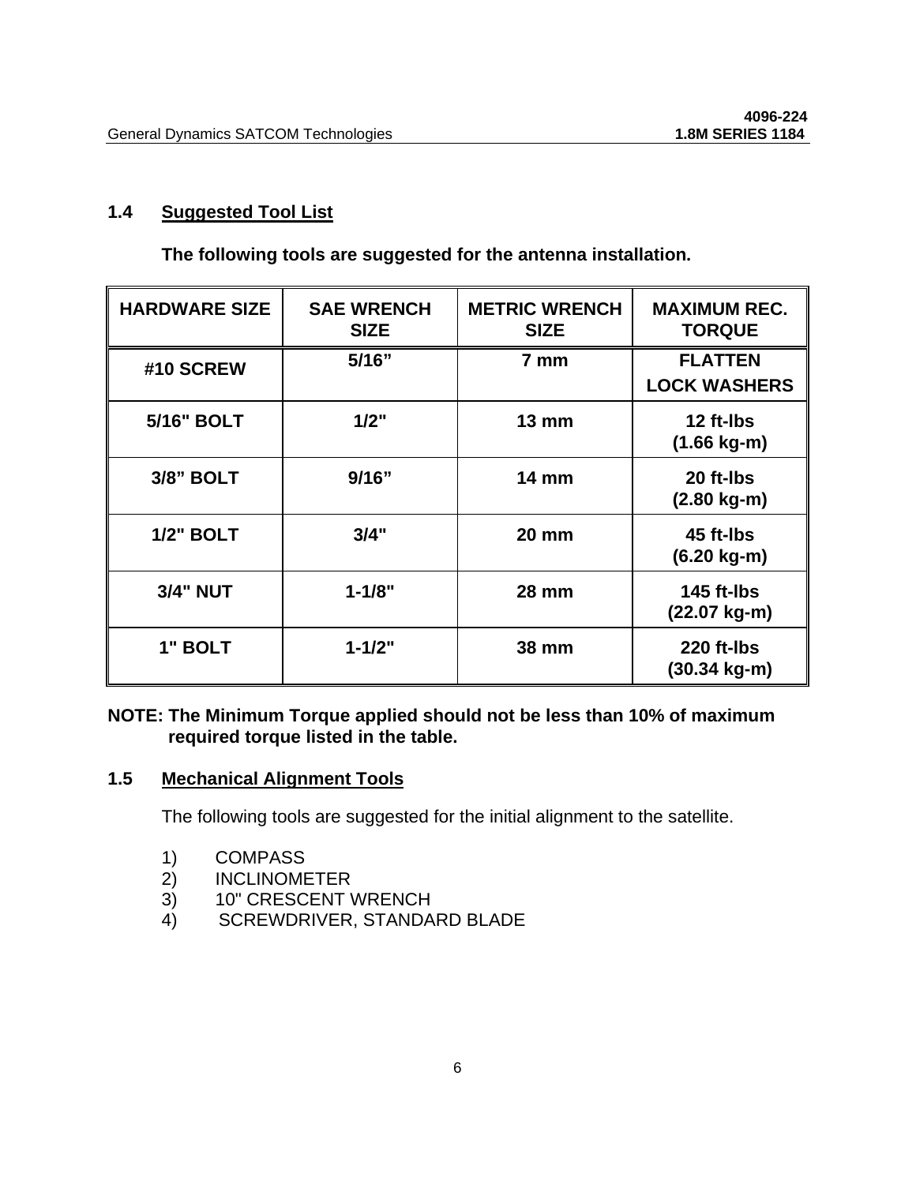## 1.4 Suggested Tool List

**The following tools are suggested for the antenna installation.**

| HARDWARE SIZE | SAE WRENCH SIZE | METRIC WRENCH SIZE | MAXIMUM REC. TORQUE |
|---|---|---|---|
| #10 SCREW | 5/16" | 7 mm | FLATTEN LOCK WASHERS |
| 5/16" BOLT | 1/2" | 13 mm | 12 ft-lbs (1.66 kg-m) |
| 3/8" BOLT | 9/16" | 14 mm | 20 ft-lbs (2.80 kg-m) |
| 1/2" BOLT | 3/4" | 20 mm | 45 ft-lbs (6.20 kg-m) |
| 3/4" NUT | 1-1/8" | 28 mm | 145 ft-lbs (22.07 kg-m) |
| 1" BOLT | 1-1/2" | 38 mm | 220 ft-lbs (30.34 kg-m) |

**NOTE: The Minimum Torque applied should not be less than 10% of maximum required torque listed in the table.**

## 1.5 Mechanical Alignment Tools

The following tools are suggested for the initial alignment to the satellite.

1) COMPASS
2) INCLINOMETER
3) 10" CRESCENT WRENCH
4) SCREWDRIVER, STANDARD BLADE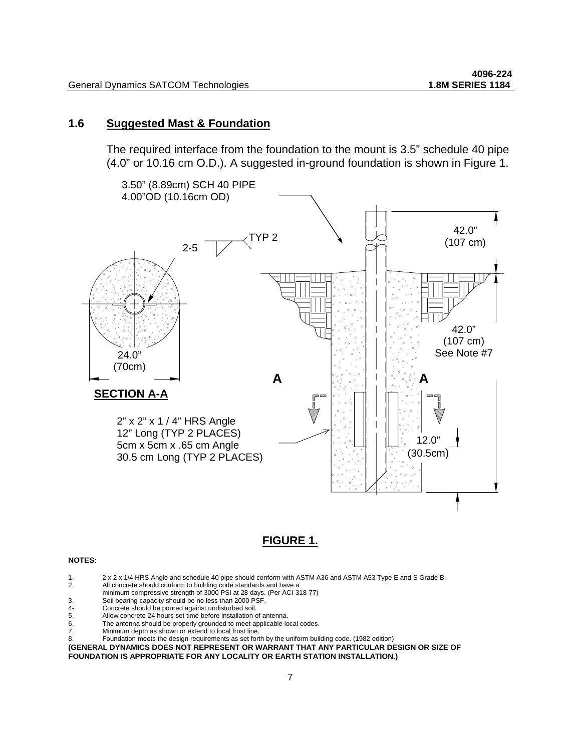## 1.6 Suggested Mast & Foundation

The required interface from the foundation to the mount is 3.5" schedule 40 pipe (4.0" or 10.16 cm O.D.). A suggested in-ground foundation is shown in Figure 1.

3.50" (8.89cm) SCH 40 PIPE
4.00"OD (10.16cm OD)

2-5 TYP 2

42.0" (107 cm)

42.0" (107 cm) See Note #7

24.0" (70cm)

SECTION A-A

2" x 2" x 1 / 4" HRS Angle 12" Long (TYP 2 PLACES) 5cm x 5cm x .65 cm Angle 30.5 cm Long (TYP 2 PLACES)

12.0" (30.5cm)

**FIGURE 1.**

**NOTES:**

1. 2 x 2 x 1/4 HRS Angle and schedule 40 pipe should conform with ASTM A36 and ASTM A53 Type E and S Grade B.
2. All concrete should conform to building code standards and have a minimum compressive strength of 3000 PSI at 28 days. (Per ACI-318-77)
3. Soil bearing capacity should be no less than 2000 PSF.
4. Concrete should be poured against undisturbed soil.
5. Allow concrete 24 hours set time before installation of antenna.
6. The antenna should be properly grounded to meet applicable local codes.
7. Minimum depth as shown or extend to local frost line.
8. Foundation meets the design requirements as set forth by the uniform building code. (1982 edition)

**(GENERAL DYNAMICS DOES NOT REPRESENT OR WARRANT THAT ANY PARTICULAR DESIGN OR SIZE OF FOUNDATION IS APPROPRIATE FOR ANY LOCALITY OR EARTH STATION INSTALLATION.)**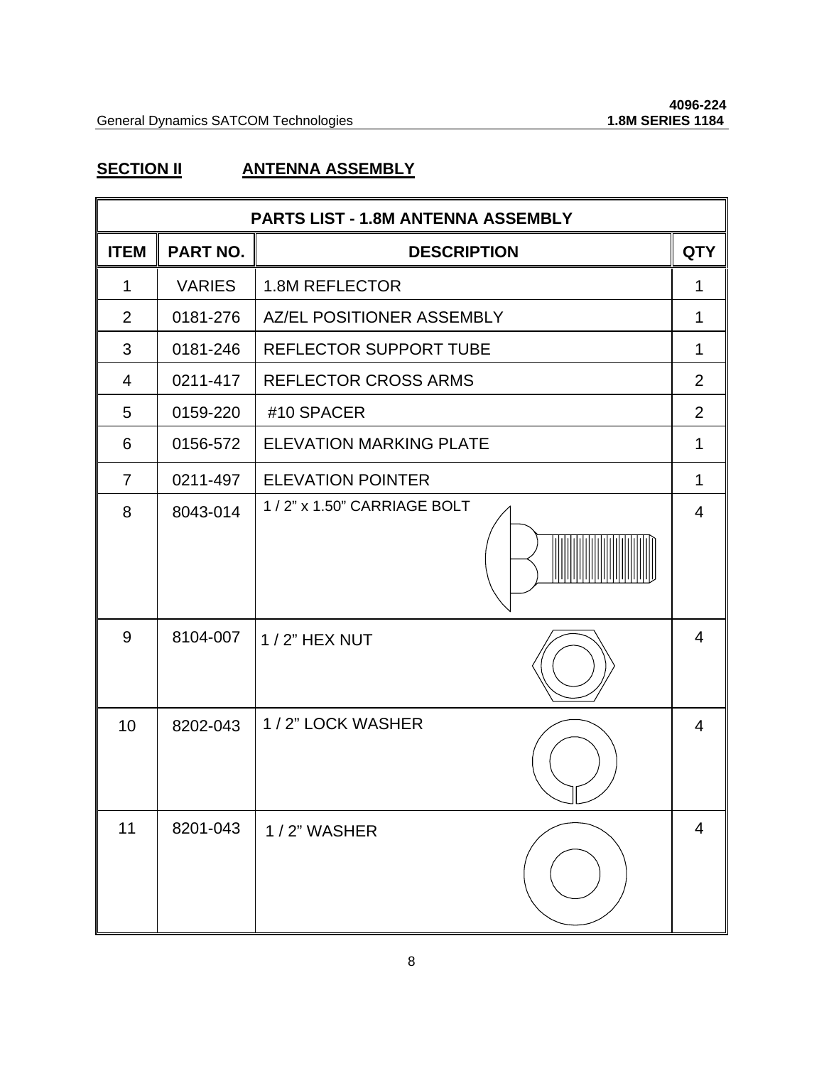## SECTION II ANTENNA ASSEMBLY

| PARTS LIST - 1.8M ANTENNA ASSEMBLY | | | |
|---|---|---|---|
| **ITEM** | **PART NO.** | **DESCRIPTION** | **QTY** |
| 1 | VARIES | 1.8M REFLECTOR | 1 |
| 2 | 0181-276 | AZ/EL POSITIONER ASSEMBLY | 1 |
| 3 | 0181-246 | REFLECTOR SUPPORT TUBE | 1 |
| 4 | 0211-417 | REFLECTOR CROSS ARMS | 2 |
| 5 | 0159-220 | #10 SPACER | 2 |
| 6 | 0156-572 | ELEVATION MARKING PLATE | 1 |
| 7 | 0211-497 | ELEVATION POINTER | 1 |
| 8 | 8043-014 | 1 / 2" x 1.50" CARRIAGE BOLT | 4 |
| 9 | 8104-007 | 1 / 2" HEX NUT | 4 |
| 10 | 8202-043 | 1 / 2" LOCK WASHER | 4 |
| 11 | 8201-043 | 1 / 2" WASHER | 4 |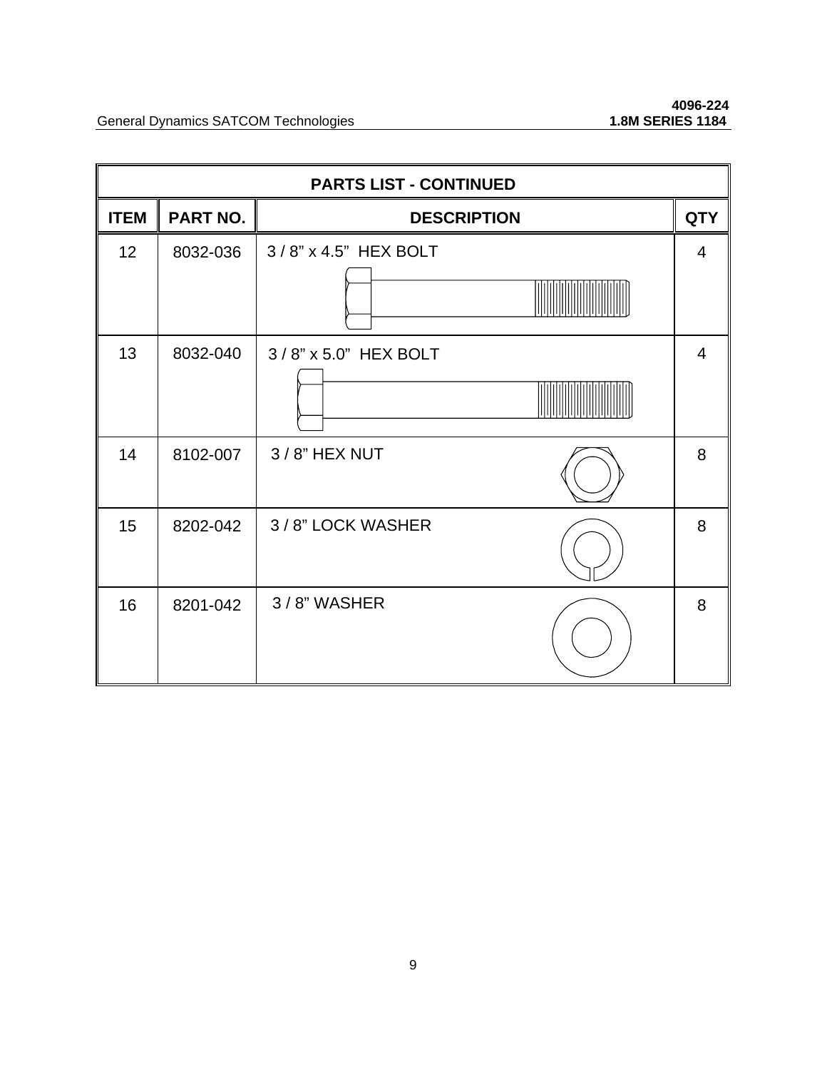| PARTS LIST - CONTINUED | | | |
|---|---|---|---|
| ITEM | PART NO. | DESCRIPTION | QTY |
| 12 | 8032-036 | 3 / 8" x 4.5" HEX BOLT | 4 |
| 13 | 8032-040 | 3 / 8" x 5.0" HEX BOLT | 4 |
| 14 | 8102-007 | 3 / 8" HEX NUT | 8 |
| 15 | 8202-042 | 3 / 8" LOCK WASHER | 8 |
| 16 | 8201-042 | 3 / 8" WASHER | 8 |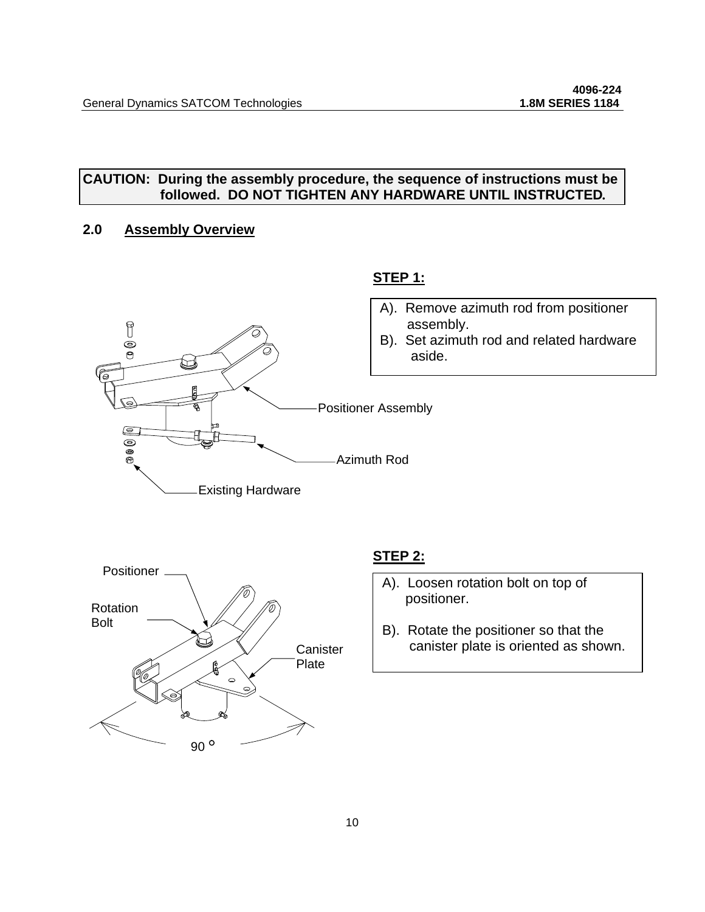**CAUTION: During the assembly procedure, the sequence of instructions must be followed. DO NOT TIGHTEN ANY HARDWARE UNTIL INSTRUCTED.**

## 2.0 Assembly Overview

**STEP 1:**

A). Remove azimuth rod from positioner assembly.
B). Set azimuth rod and related hardware aside.

Positioner Assembly

Azimuth Rod

Existing Hardware

**STEP 2:**

A). Loosen rotation bolt on top of positioner.

B). Rotate the positioner so that the canister plate is oriented as shown.

Positioner

Rotation Bolt

Canister Plate

90 °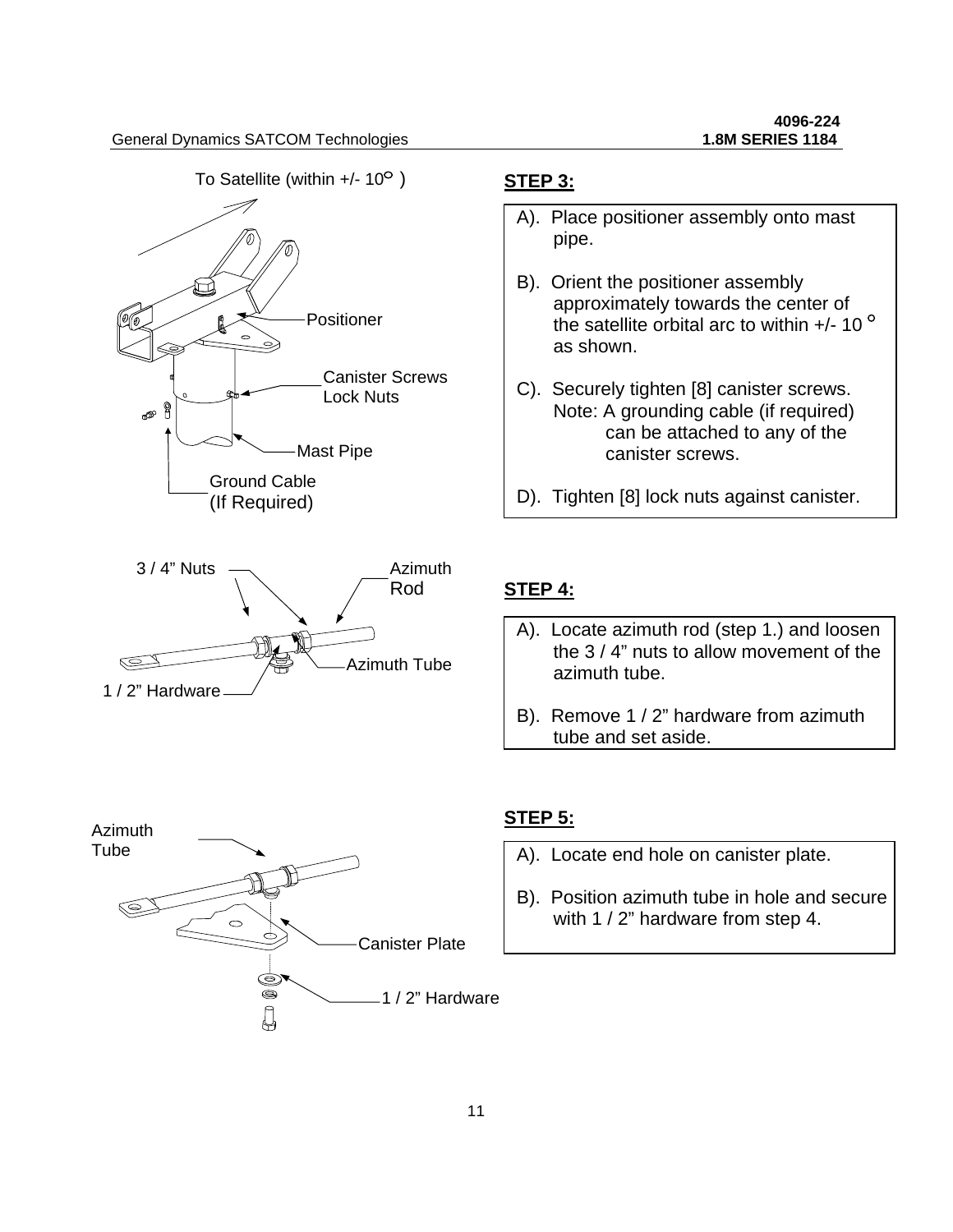To Satellite (within +/- 10° )

Positioner

Canister Screws
Lock Nuts

Mast Pipe

Ground Cable
(If Required)

## STEP 3:

A). Place positioner assembly onto mast pipe.

B). Orient the positioner assembly approximately towards the center of the satellite orbital arc to within +/- 10 ° as shown.

C). Securely tighten [8] canister screws.
Note: A grounding cable (if required) can be attached to any of the canister screws.

D). Tighten [8] lock nuts against canister.

3 / 4" Nuts

Azimuth Rod

Azimuth Tube

1 / 2" Hardware

## STEP 4:

A). Locate azimuth rod (step 1.) and loosen the 3 / 4" nuts to allow movement of the azimuth tube.

B). Remove 1 / 2" hardware from azimuth tube and set aside.

Azimuth Tube

Canister Plate

1 / 2" Hardware

## STEP 5:

A). Locate end hole on canister plate.

B). Position azimuth tube in hole and secure with 1 / 2" hardware from step 4.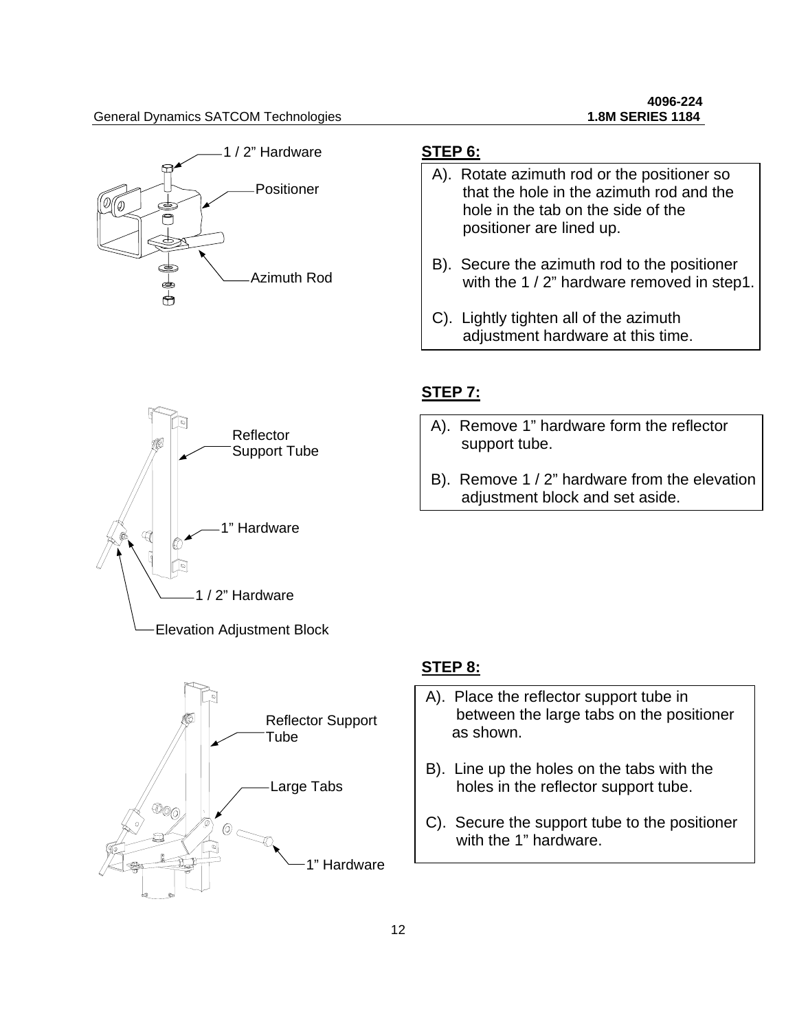## STEP 6:

A). Rotate azimuth rod or the positioner so that the hole in the azimuth rod and the hole in the tab on the side of the positioner are lined up.

B). Secure the azimuth rod to the positioner with the 1 / 2" hardware removed in step1.

C). Lightly tighten all of the azimuth adjustment hardware at this time.

## STEP 7:

A). Remove 1" hardware form the reflector support tube.

B). Remove 1 / 2" hardware from the elevation adjustment block and set aside.

## STEP 8:

A). Place the reflector support tube in between the large tabs on the positioner as shown.

B). Line up the holes on the tabs with the holes in the reflector support tube.

C). Secure the support tube to the positioner with the 1" hardware.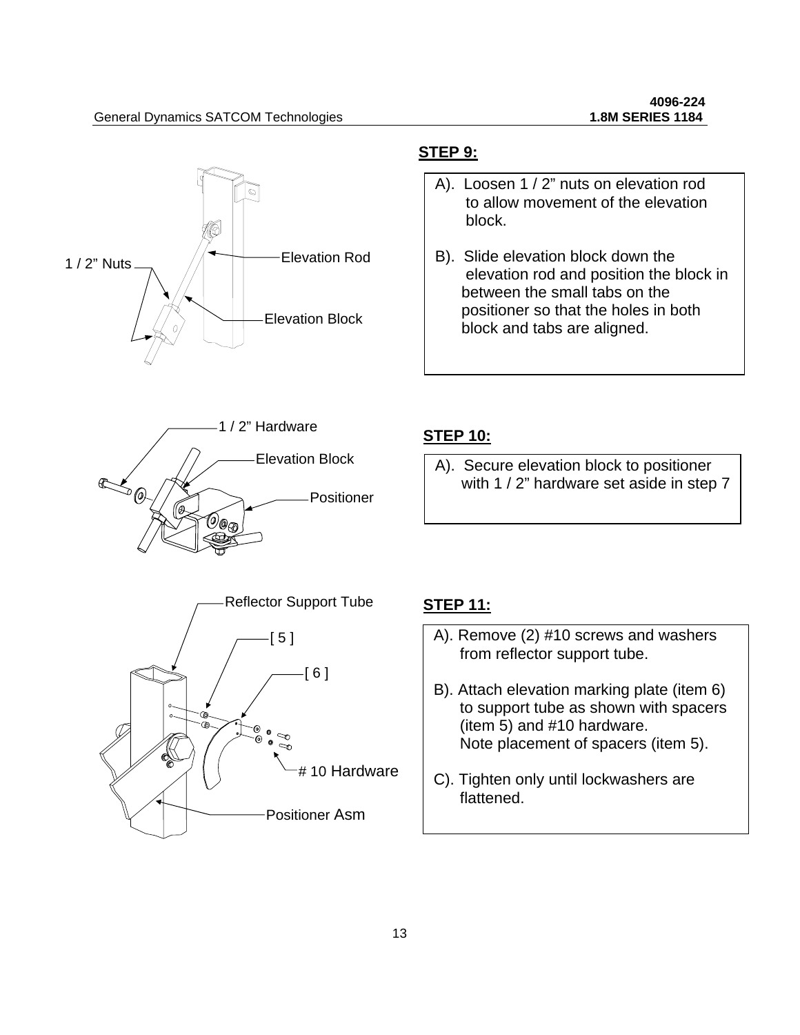## STEP 9:

A). Loosen 1 / 2" nuts on elevation rod to allow movement of the elevation block.

B). Slide elevation block down the elevation rod and position the block in between the small tabs on the positioner so that the holes in both block and tabs are aligned.

1 / 2" Nuts

Elevation Rod

Elevation Block

## STEP 10:

A). Secure elevation block to positioner with 1 / 2" hardware set aside in step 7

1 / 2" Hardware

Elevation Block

Positioner

## STEP 11:

A). Remove (2) #10 screws and washers from reflector support tube.

B). Attach elevation marking plate (item 6) to support tube as shown with spacers (item 5) and #10 hardware. Note placement of spacers (item 5).

C). Tighten only until lockwashers are flattened.

Reflector Support Tube

[ 5 ]

[ 6 ]

# 10 Hardware

Positioner Asm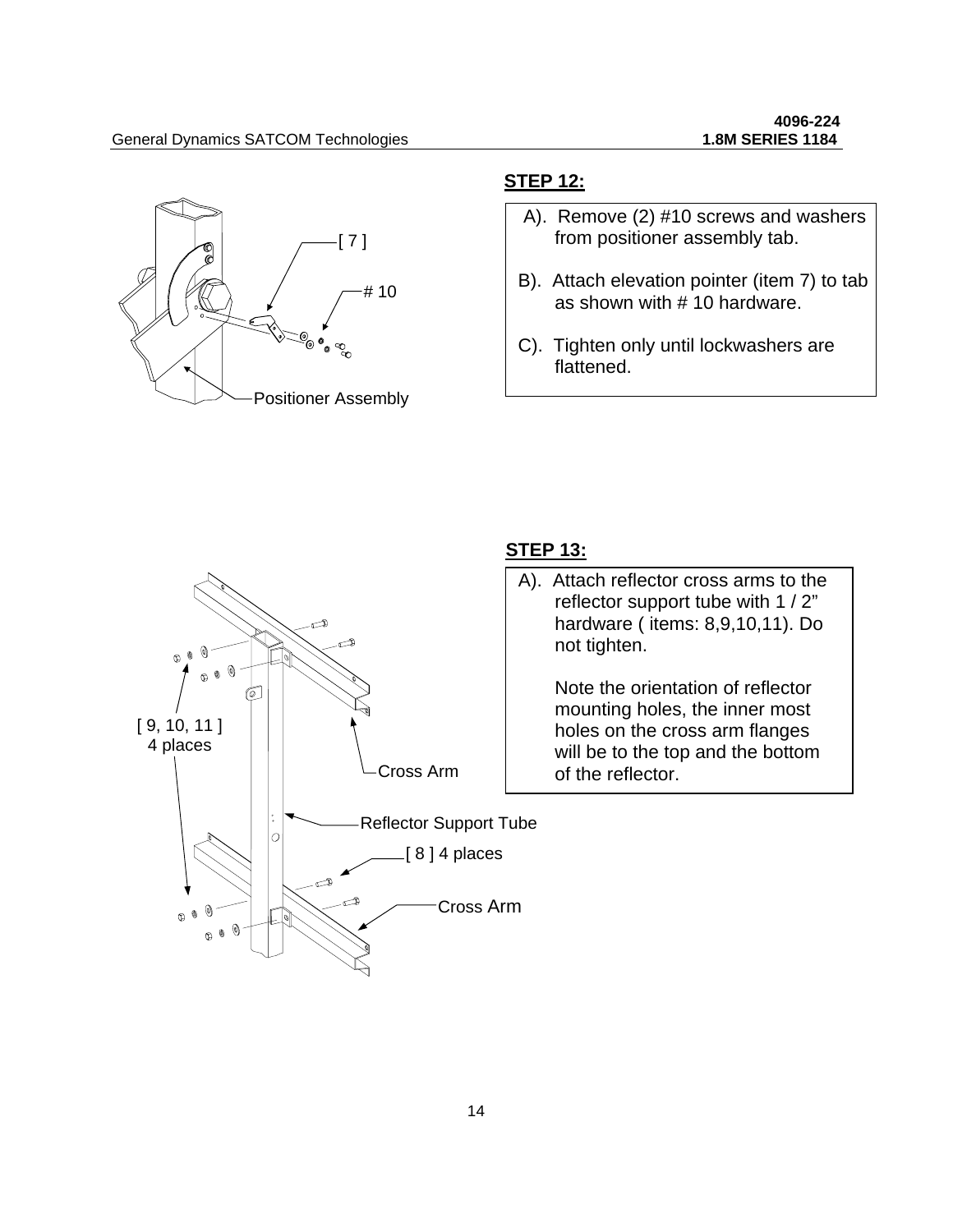## STEP 12:

A). Remove (2) #10 screws and washers from positioner assembly tab.

B). Attach elevation pointer (item 7) to tab as shown with # 10 hardware.

C). Tighten only until lockwashers are flattened.

[ 7 ]

# 10

Positioner Assembly

## STEP 13:

A). Attach reflector cross arms to the reflector support tube with 1 / 2" hardware ( items: 8,9,10,11). Do not tighten.

Note the orientation of reflector mounting holes, the inner most holes on the cross arm flanges will be to the top and the bottom of the reflector.

[ 9, 10, 11 ]
4 places

Cross Arm

Reflector Support Tube

[ 8 ] 4 places

Cross Arm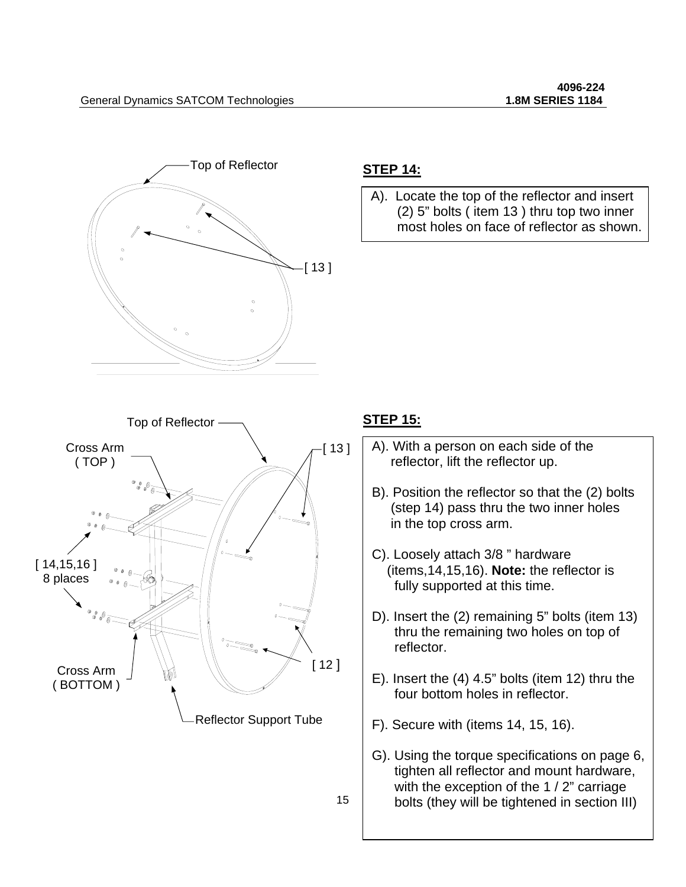## STEP 14:

A). Locate the top of the reflector and insert (2) 5" bolts ( item 13 ) thru top two inner most holes on face of reflector as shown.

Top of Reflector

[ 13 ]

## STEP 15:

A). With a person on each side of the reflector, lift the reflector up.

B). Position the reflector so that the (2) bolts (step 14) pass thru the two inner holes in the top cross arm.

C). Loosely attach 3/8 " hardware (items,14,15,16). **Note:** the reflector is fully supported at this time.

D). Insert the (2) remaining 5" bolts (item 13) thru the remaining two holes on top of reflector.

E). Insert the (4) 4.5" bolts (item 12) thru the four bottom holes in reflector.

F). Secure with (items 14, 15, 16).

G). Using the torque specifications on page 6, tighten all reflector and mount hardware, with the exception of the 1 / 2" carriage bolts (they will be tightened in section III)

Top of Reflector

Cross Arm ( TOP )

[ 13 ]

[ 14,15,16 ] 8 places

[ 12 ]

Cross Arm ( BOTTOM )

Reflector Support Tube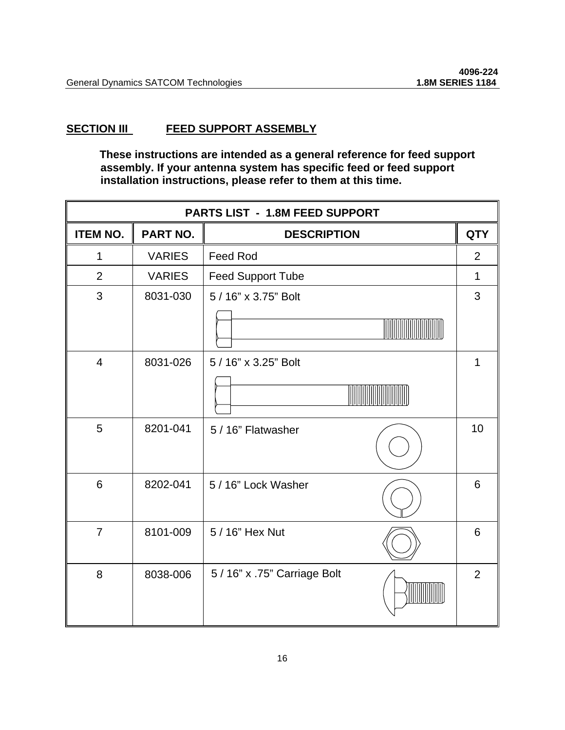## SECTION III FEED SUPPORT ASSEMBLY

**These instructions are intended as a general reference for feed support assembly. If your antenna system has specific feed or feed support installation instructions, please refer to them at this time.**

| PARTS LIST - 1.8M FEED SUPPORT | | | |
|---|---|---|---|
| **ITEM NO.** | **PART NO.** | **DESCRIPTION** | **QTY** |
| 1 | VARIES | Feed Rod | 2 |
| 2 | VARIES | Feed Support Tube | 1 |
| 3 | 8031-030 | 5 / 16" x 3.75" Bolt | 3 |
| 4 | 8031-026 | 5 / 16" x 3.25" Bolt | 1 |
| 5 | 8201-041 | 5 / 16" Flatwasher | 10 |
| 6 | 8202-041 | 5 / 16" Lock Washer | 6 |
| 7 | 8101-009 | 5 / 16" Hex Nut | 6 |
| 8 | 8038-006 | 5 / 16" x .75" Carriage Bolt | 2 |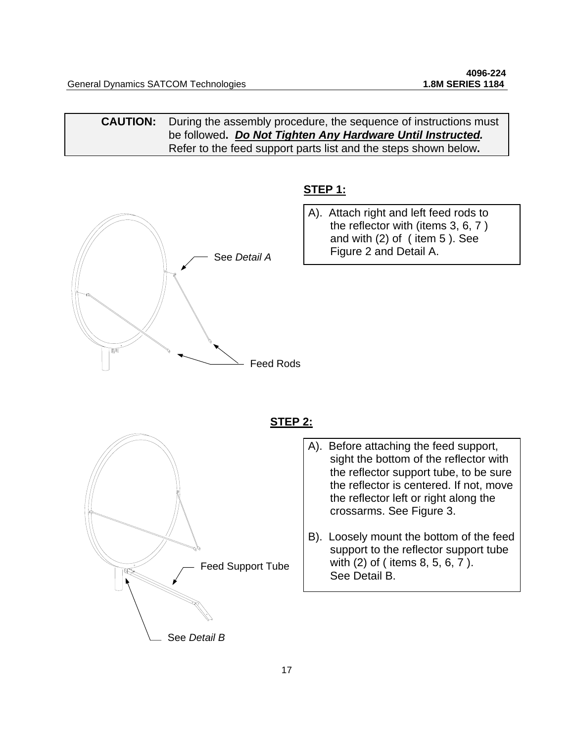**CAUTION:** During the assembly procedure, the sequence of instructions must be followed. ***Do Not Tighten Any Hardware Until Instructed.*** Refer to the feed support parts list and the steps shown below.

## STEP 1:

A). Attach right and left feed rods to the reflector with (items 3, 6, 7 ) and with (2) of ( item 5 ). See Figure 2 and Detail A.

See *Detail A*

Feed Rods

## STEP 2:

A). Before attaching the feed support, sight the bottom of the reflector with the reflector support tube, to be sure the reflector is centered. If not, move the reflector left or right along the crossarms. See Figure 3.

B). Loosely mount the bottom of the feed support to the reflector support tube with (2) of ( items 8, 5, 6, 7 ). See Detail B.

Feed Support Tube

See *Detail B*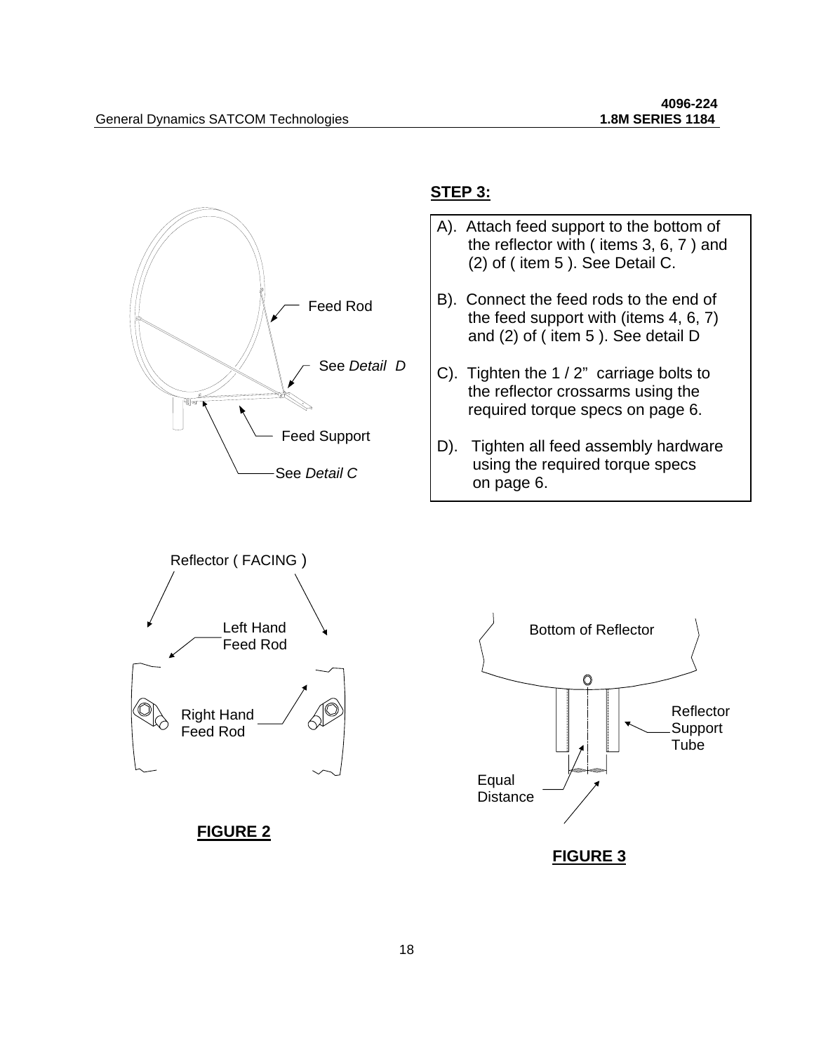**STEP 3:**

A). Attach feed support to the bottom of the reflector with ( items 3, 6, 7 ) and (2) of ( item 5 ). See Detail C.

B). Connect the feed rods to the end of the feed support with (items 4, 6, 7) and (2) of ( item 5 ). See detail D

C). Tighten the 1 / 2" carriage bolts to the reflector crossarms using the required torque specs on page 6.

D). Tighten all feed assembly hardware using the required torque specs on page 6.

Feed Rod

See *Detail D*

Feed Support

See *Detail C*

Reflector ( FACING )

Left Hand Feed Rod

Right Hand Feed Rod

**FIGURE 2**

Bottom of Reflector

Reflector Support Tube

Equal Distance

**FIGURE 3**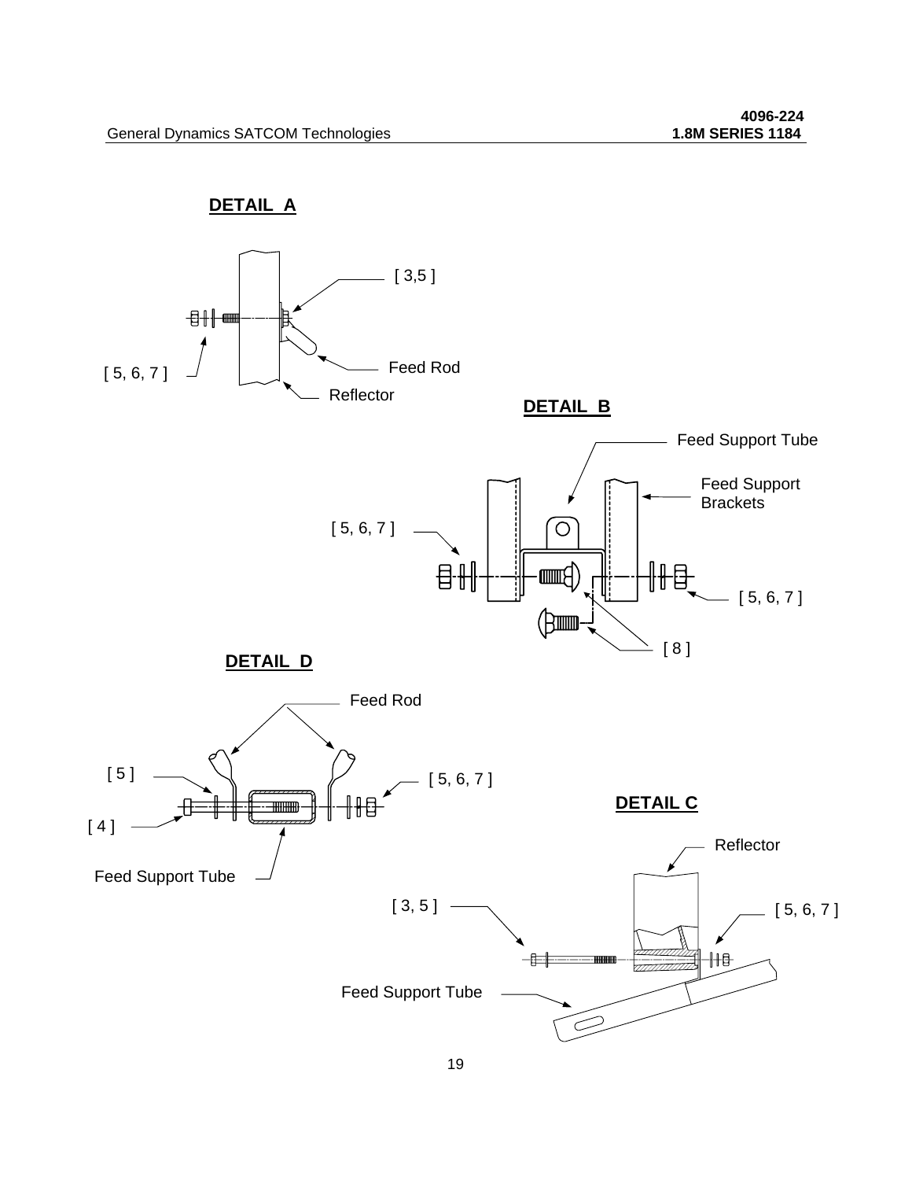## DETAIL A

[ 3,5 ]

[ 5, 6, 7 ]

Feed Rod

Reflector

## DETAIL B

Feed Support Tube

Feed Support Brackets

[ 5, 6, 7 ]

[ 5, 6, 7 ]

[ 8 ]

## DETAIL D

Feed Rod

[ 5 ]

[ 5, 6, 7 ]

[ 4 ]

Feed Support Tube

## DETAIL C

Reflector

[ 3, 5 ]

[ 5, 6, 7 ]

Feed Support Tube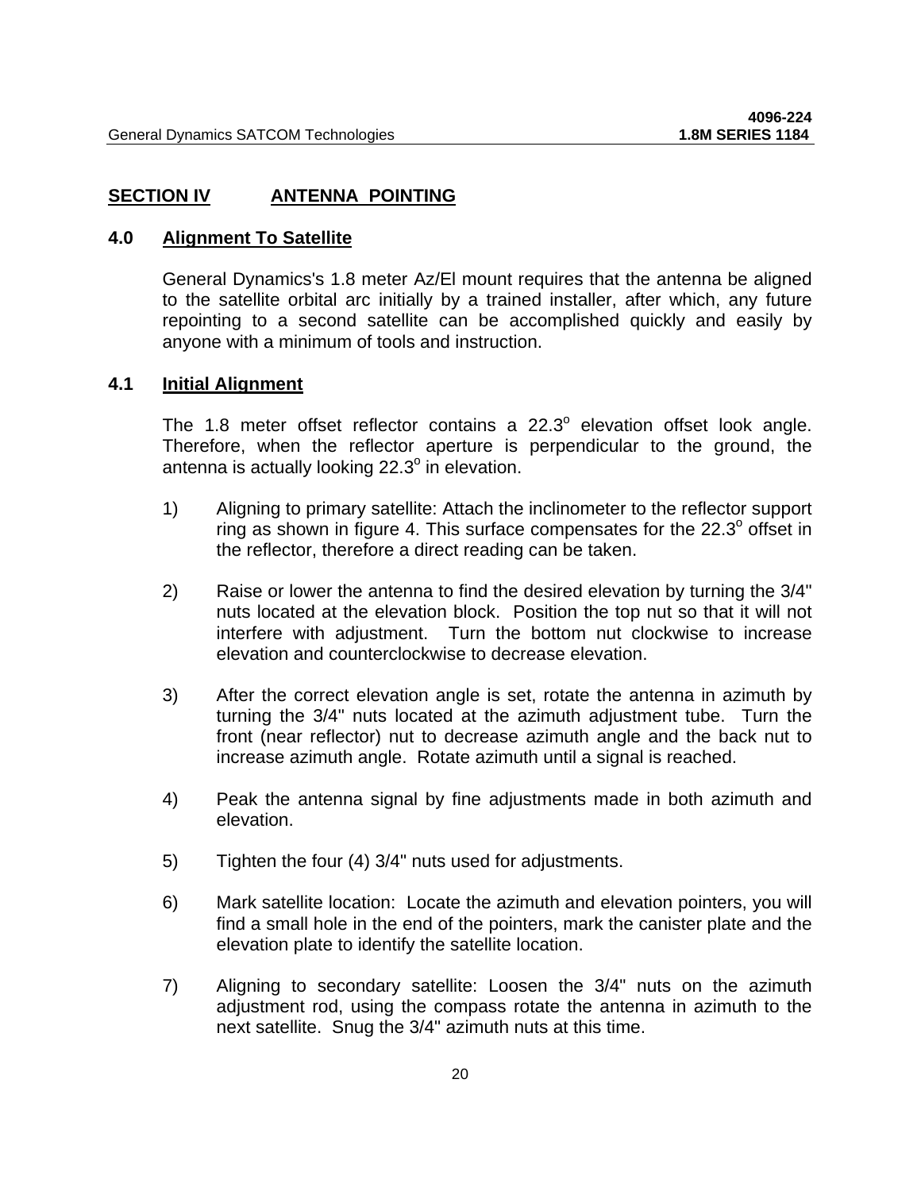## SECTION IV ANTENNA POINTING

### 4.0 Alignment To Satellite

General Dynamics's 1.8 meter Az/El mount requires that the antenna be aligned to the satellite orbital arc initially by a trained installer, after which, any future repointing to a second satellite can be accomplished quickly and easily by anyone with a minimum of tools and instruction.

### 4.1 Initial Alignment

The 1.8 meter offset reflector contains a $22.3^o$ elevation offset look angle. Therefore, when the reflector aperture is perpendicular to the ground, the antenna is actually looking $22.3^o$ in elevation.

1) Aligning to primary satellite: Attach the inclinometer to the reflector support ring as shown in figure 4. This surface compensates for the $22.3^o$ offset in the reflector, therefore a direct reading can be taken.

2) Raise or lower the antenna to find the desired elevation by turning the 3/4" nuts located at the elevation block. Position the top nut so that it will not interfere with adjustment. Turn the bottom nut clockwise to increase elevation and counterclockwise to decrease elevation.

3) After the correct elevation angle is set, rotate the antenna in azimuth by turning the 3/4" nuts located at the azimuth adjustment tube. Turn the front (near reflector) nut to decrease azimuth angle and the back nut to increase azimuth angle. Rotate azimuth until a signal is reached.

4) Peak the antenna signal by fine adjustments made in both azimuth and elevation.

5) Tighten the four (4) 3/4" nuts used for adjustments.

6) Mark satellite location: Locate the azimuth and elevation pointers, you will find a small hole in the end of the pointers, mark the canister plate and the elevation plate to identify the satellite location.

7) Aligning to secondary satellite: Loosen the 3/4" nuts on the azimuth adjustment rod, using the compass rotate the antenna in azimuth to the next satellite. Snug the 3/4" azimuth nuts at this time.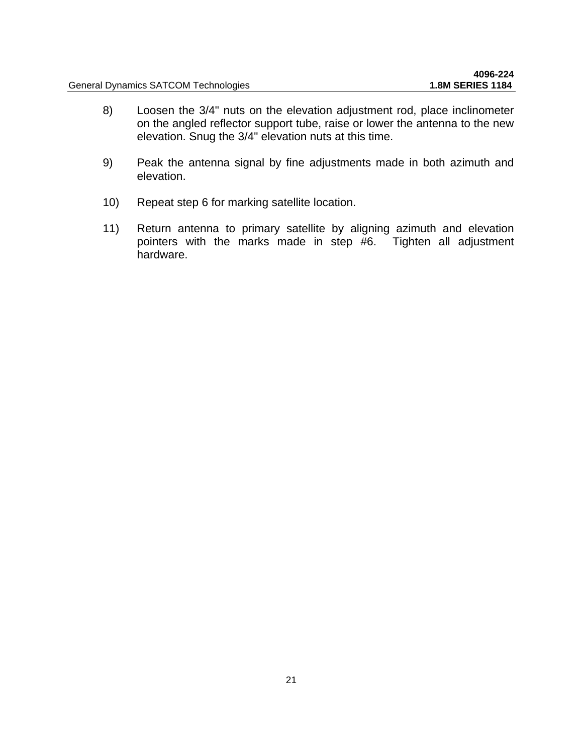8) Loosen the 3/4" nuts on the elevation adjustment rod, place inclinometer on the angled reflector support tube, raise or lower the antenna to the new elevation. Snug the 3/4" elevation nuts at this time.

9) Peak the antenna signal by fine adjustments made in both azimuth and elevation.

10) Repeat step 6 for marking satellite location.

11) Return antenna to primary satellite by aligning azimuth and elevation pointers with the marks made in step #6. Tighten all adjustment hardware.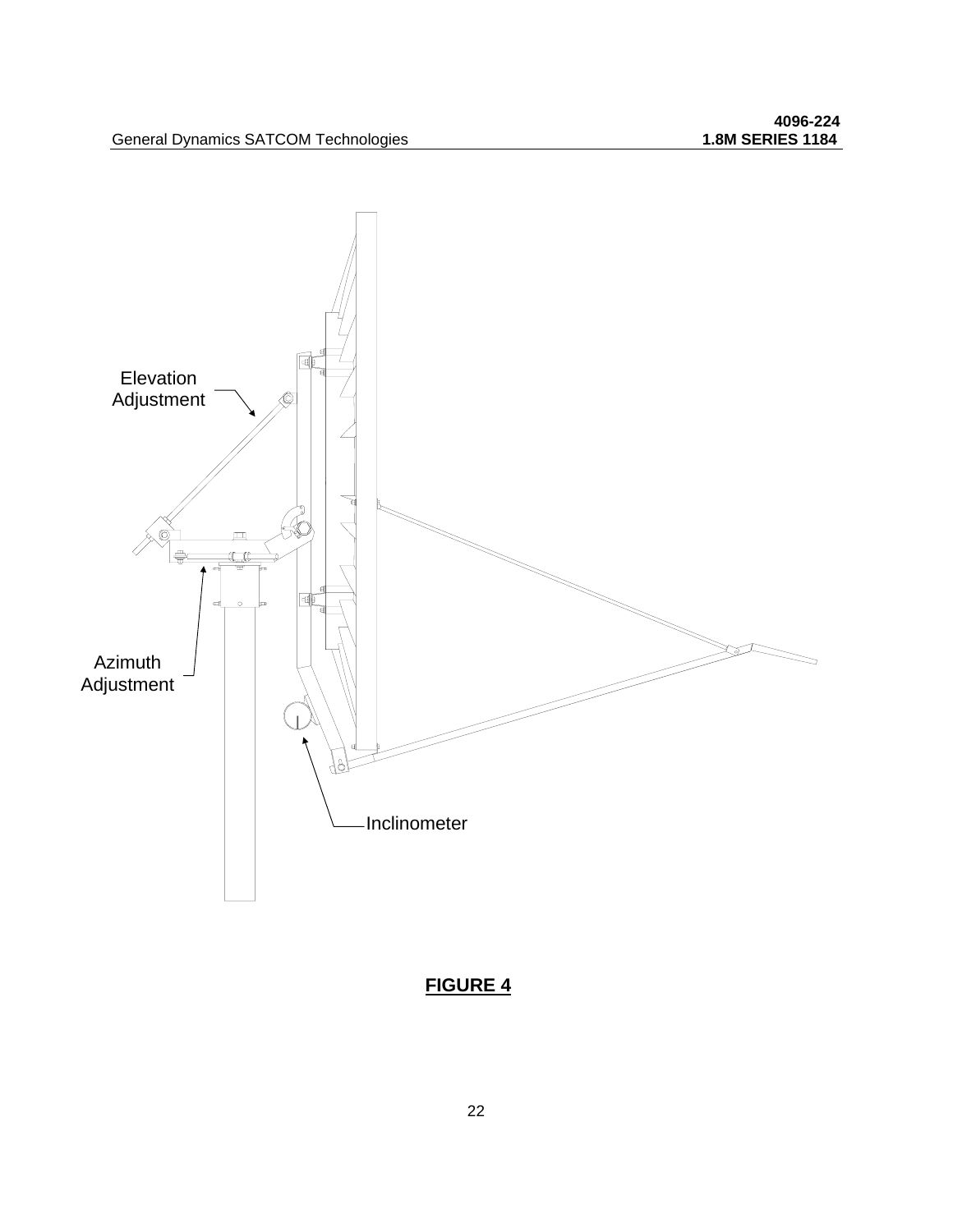Elevation Adjustment

Azimuth Adjustment

Inclinometer

**FIGURE 4**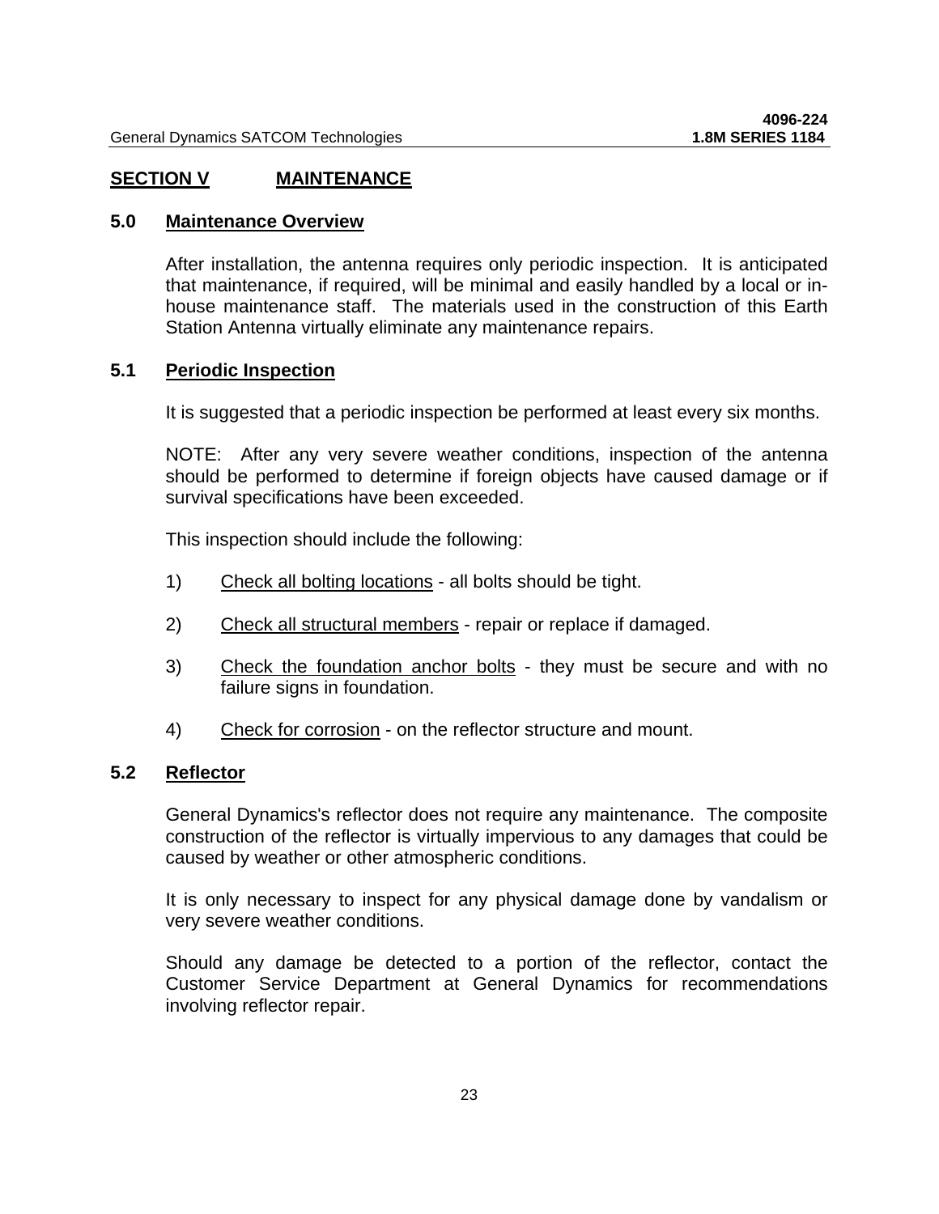## SECTION V MAINTENANCE

### 5.0 Maintenance Overview

After installation, the antenna requires only periodic inspection. It is anticipated that maintenance, if required, will be minimal and easily handled by a local or in-house maintenance staff. The materials used in the construction of this Earth Station Antenna virtually eliminate any maintenance repairs.

### 5.1 Periodic Inspection

It is suggested that a periodic inspection be performed at least every six months.

NOTE: After any very severe weather conditions, inspection of the antenna should be performed to determine if foreign objects have caused damage or if survival specifications have been exceeded.

This inspection should include the following:

1) Check all bolting locations - all bolts should be tight.

2) Check all structural members - repair or replace if damaged.

3) Check the foundation anchor bolts - they must be secure and with no failure signs in foundation.

4) Check for corrosion - on the reflector structure and mount.

### 5.2 Reflector

General Dynamics's reflector does not require any maintenance. The composite construction of the reflector is virtually impervious to any damages that could be caused by weather or other atmospheric conditions.

It is only necessary to inspect for any physical damage done by vandalism or very severe weather conditions.

Should any damage be detected to a portion of the reflector, contact the Customer Service Department at General Dynamics for recommendations involving reflector repair.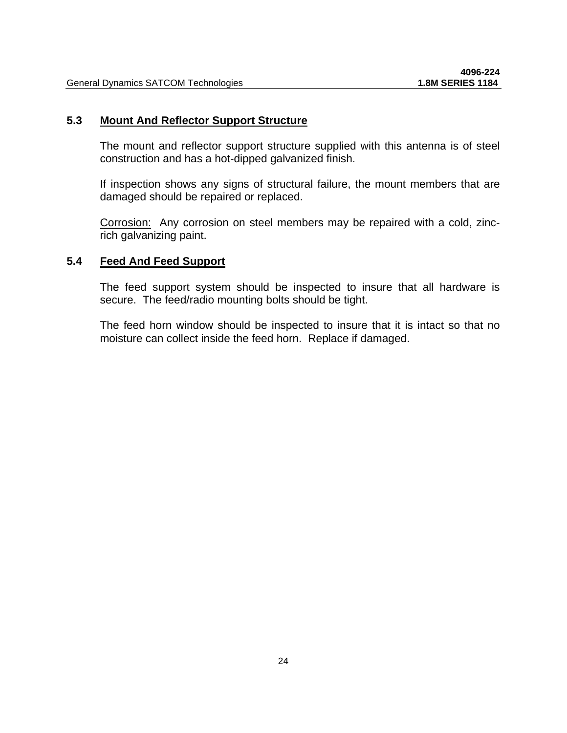## 5.3 Mount And Reflector Support Structure

The mount and reflector support structure supplied with this antenna is of steel construction and has a hot-dipped galvanized finish.

If inspection shows any signs of structural failure, the mount members that are damaged should be repaired or replaced.

Corrosion: Any corrosion on steel members may be repaired with a cold, zinc-rich galvanizing paint.

## 5.4 Feed And Feed Support

The feed support system should be inspected to insure that all hardware is secure. The feed/radio mounting bolts should be tight.

The feed horn window should be inspected to insure that it is intact so that no moisture can collect inside the feed horn. Replace if damaged.